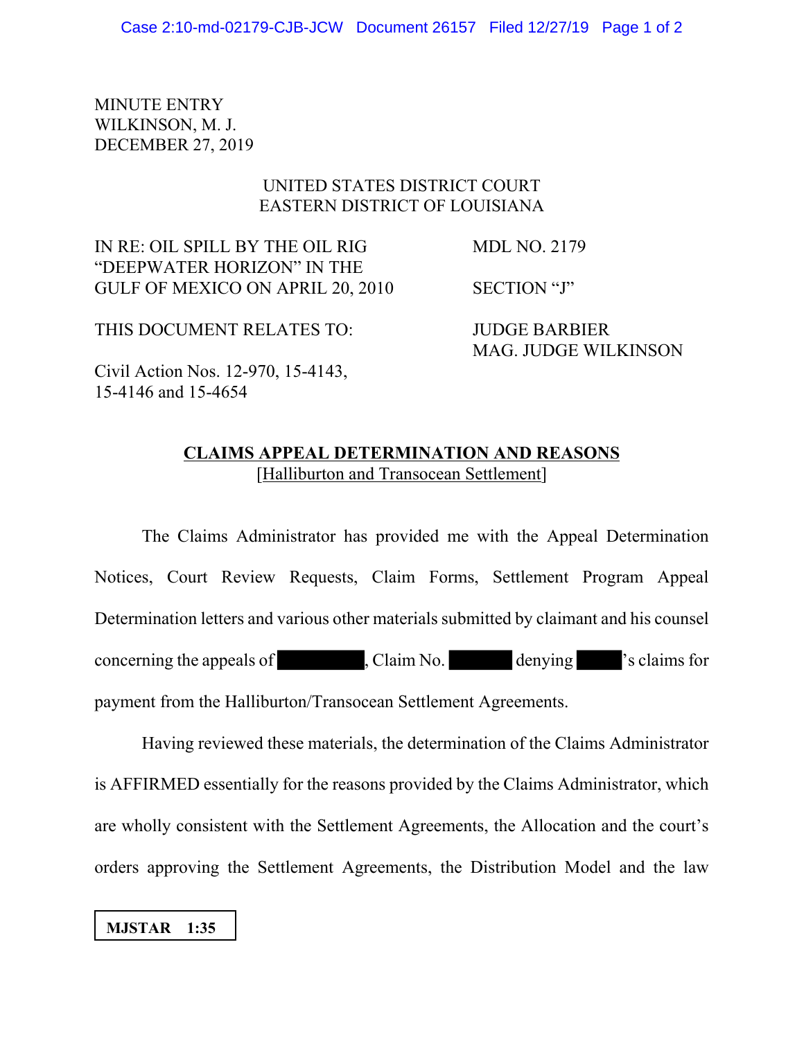MINUTE ENTRY
WILKINSON, M. J.
DECEMBER 27, 2019

UNITED STATES DISTRICT COURT
EASTERN DISTRICT OF LOUISIANA

| | |
|---|---|
| IN RE: OIL SPILL BY THE OIL RIG "DEEPWATER HORIZON" IN THE GULF OF MEXICO ON APRIL 20, 2010 | MDL NO. 2179<br><br>SECTION "J" |
| THIS DOCUMENT RELATES TO:<br><br>Civil Action Nos. 12-970, 15-4143, 15-4146 and 15-4654 | JUDGE BARBIER<br>MAG. JUDGE WILKINSON |

**CLAIMS APPEAL DETERMINATION AND REASONS**
[Halliburton and Transocean Settlement]

The Claims Administrator has provided me with the Appeal Determination Notices, Court Review Requests, Claim Forms, Settlement Program Appeal Determination letters and various other materials submitted by claimant and his counsel concerning the appeals of [REDACTED], Claim No. [REDACTED] denying [REDACTED]'s claims for payment from the Halliburton/Transocean Settlement Agreements.

Having reviewed these materials, the determination of the Claims Administrator is AFFIRMED essentially for the reasons provided by the Claims Administrator, which are wholly consistent with the Settlement Agreements, the Allocation and the court's orders approving the Settlement Agreements, the Distribution Model and the law

**MJSTAR 1:35**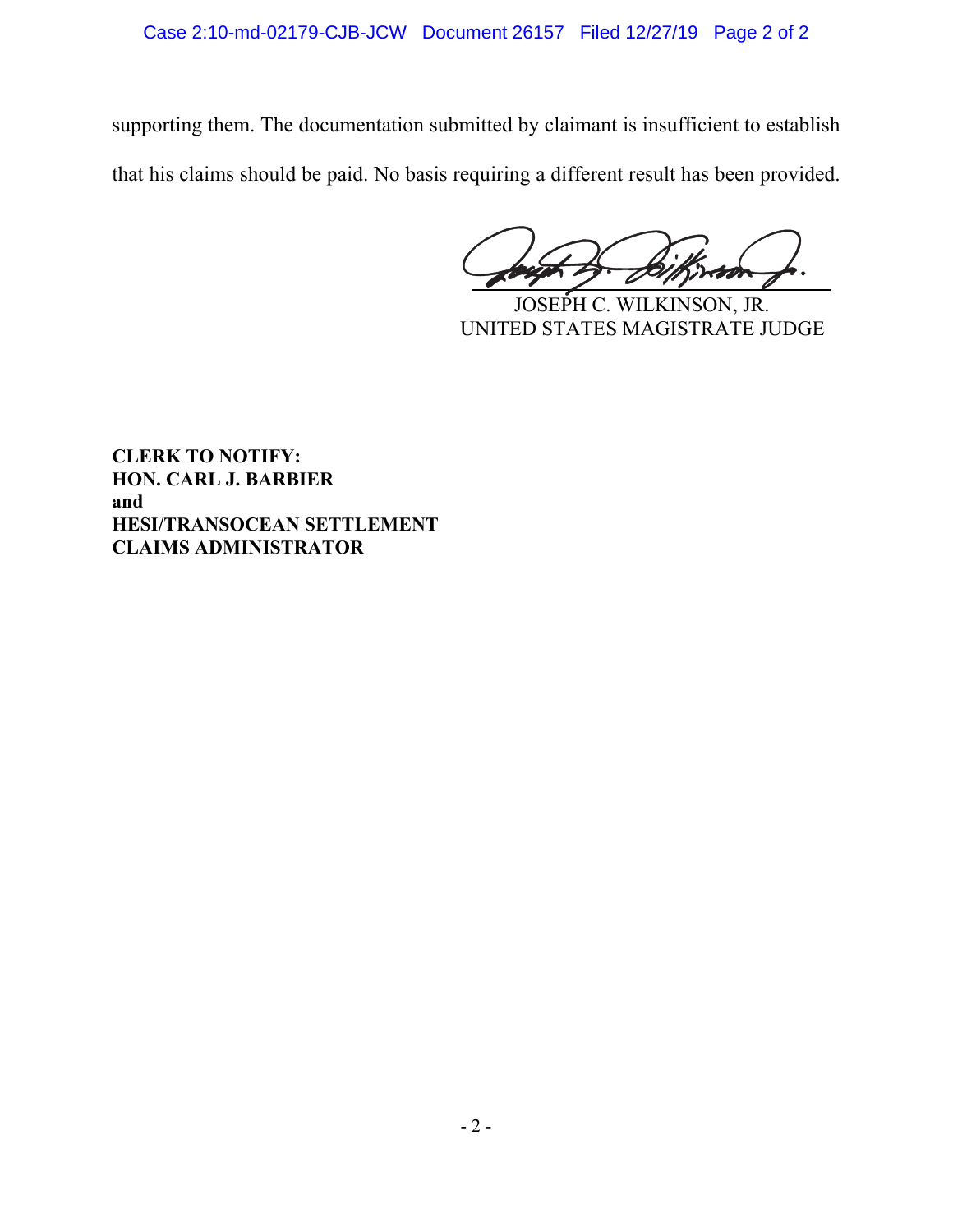supporting them. The documentation submitted by claimant is insufficient to establish that his claims should be paid. No basis requiring a different result has been provided.

JOSEPH C. WILKINSON, JR.
UNITED STATES MAGISTRATE JUDGE

**CLERK TO NOTIFY:**
**HON. CARL J. BARBIER**
**and**
**HESI/TRANSOCEAN SETTLEMENT**
**CLAIMS ADMINISTRATOR**